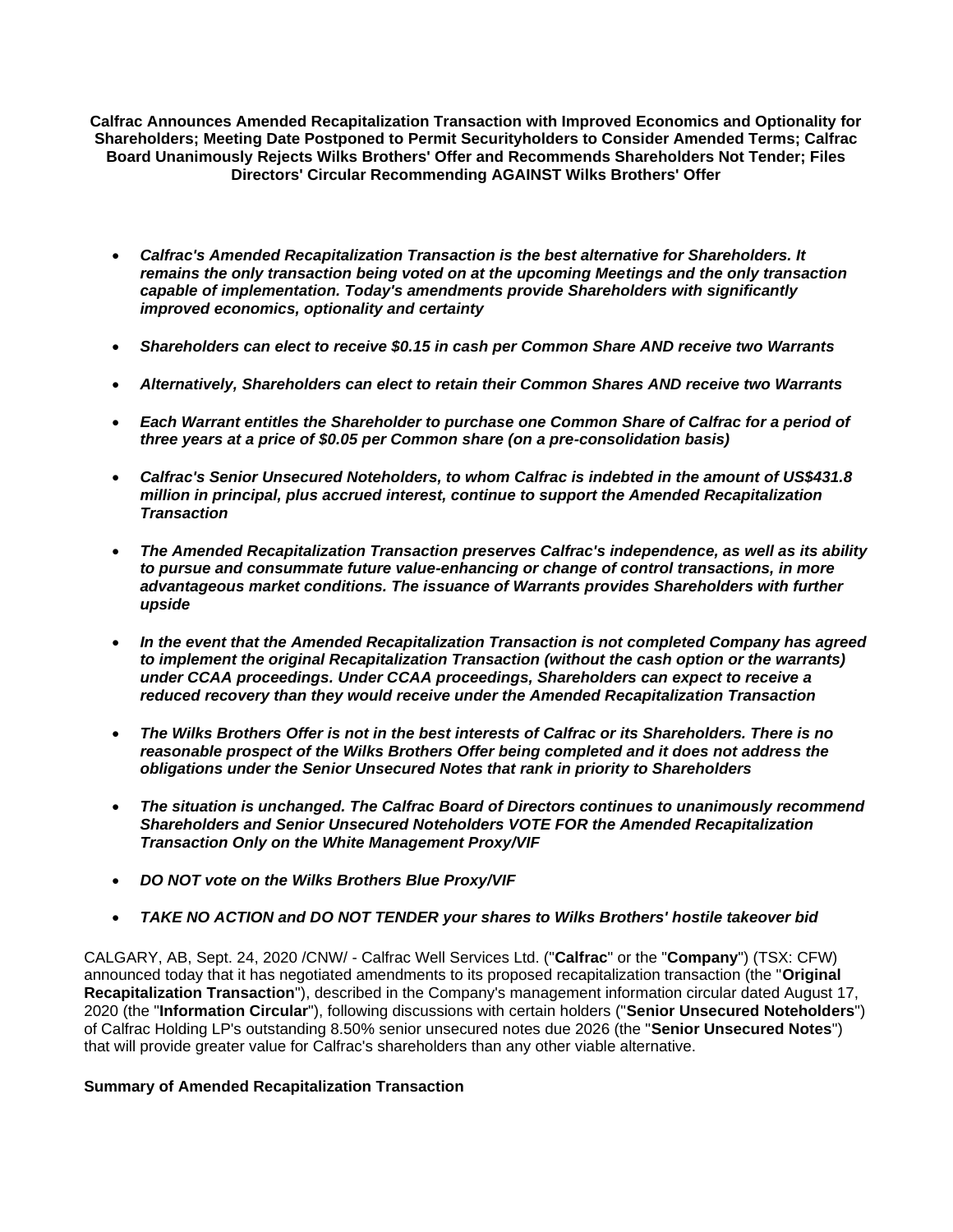**Calfrac Announces Amended Recapitalization Transaction with Improved Economics and Optionality for Shareholders; Meeting Date Postponed to Permit Securityholders to Consider Amended Terms; Calfrac Board Unanimously Rejects Wilks Brothers' Offer and Recommends Shareholders Not Tender; Files Directors' Circular Recommending AGAINST Wilks Brothers' Offer**

- ***Calfrac's Amended Recapitalization Transaction is the best alternative for Shareholders. It remains the only transaction being voted on at the upcoming Meetings and the only transaction capable of implementation. Today's amendments provide Shareholders with significantly improved economics, optionality and certainty***
- ***Shareholders can elect to receive $0.15 in cash per Common Share AND receive two Warrants***
- ***Alternatively, Shareholders can elect to retain their Common Shares AND receive two Warrants***
- ***Each Warrant entitles the Shareholder to purchase one Common Share of Calfrac for a period of three years at a price of $0.05 per Common share (on a pre-consolidation basis)***
- ***Calfrac's Senior Unsecured Noteholders, to whom Calfrac is indebted in the amount of US$431.8 million in principal, plus accrued interest, continue to support the Amended Recapitalization Transaction***
- ***The Amended Recapitalization Transaction preserves Calfrac's independence, as well as its ability to pursue and consummate future value-enhancing or change of control transactions, in more advantageous market conditions. The issuance of Warrants provides Shareholders with further upside***
- ***In the event that the Amended Recapitalization Transaction is not completed Company has agreed to implement the original Recapitalization Transaction (without the cash option or the warrants) under CCAA proceedings. Under CCAA proceedings, Shareholders can expect to receive a reduced recovery than they would receive under the Amended Recapitalization Transaction***
- ***The Wilks Brothers Offer is not in the best interests of Calfrac or its Shareholders. There is no reasonable prospect of the Wilks Brothers Offer being completed and it does not address the obligations under the Senior Unsecured Notes that rank in priority to Shareholders***
- ***The situation is unchanged. The Calfrac Board of Directors continues to unanimously recommend Shareholders and Senior Unsecured Noteholders VOTE FOR the Amended Recapitalization Transaction Only on the White Management Proxy/VIF***
- ***DO NOT vote on the Wilks Brothers Blue Proxy/VIF***
- ***TAKE NO ACTION and DO NOT TENDER your shares to Wilks Brothers' hostile takeover bid***

CALGARY, AB, Sept. 24, 2020 /CNW/ - Calfrac Well Services Ltd. ("**Calfrac**" or the "**Company**") (TSX: CFW) announced today that it has negotiated amendments to its proposed recapitalization transaction (the "**Original Recapitalization Transaction**"), described in the Company's management information circular dated August 17, 2020 (the "**Information Circular**"), following discussions with certain holders ("**Senior Unsecured Noteholders**") of Calfrac Holding LP's outstanding 8.50% senior unsecured notes due 2026 (the "**Senior Unsecured Notes**") that will provide greater value for Calfrac's shareholders than any other viable alternative.

**Summary of Amended Recapitalization Transaction**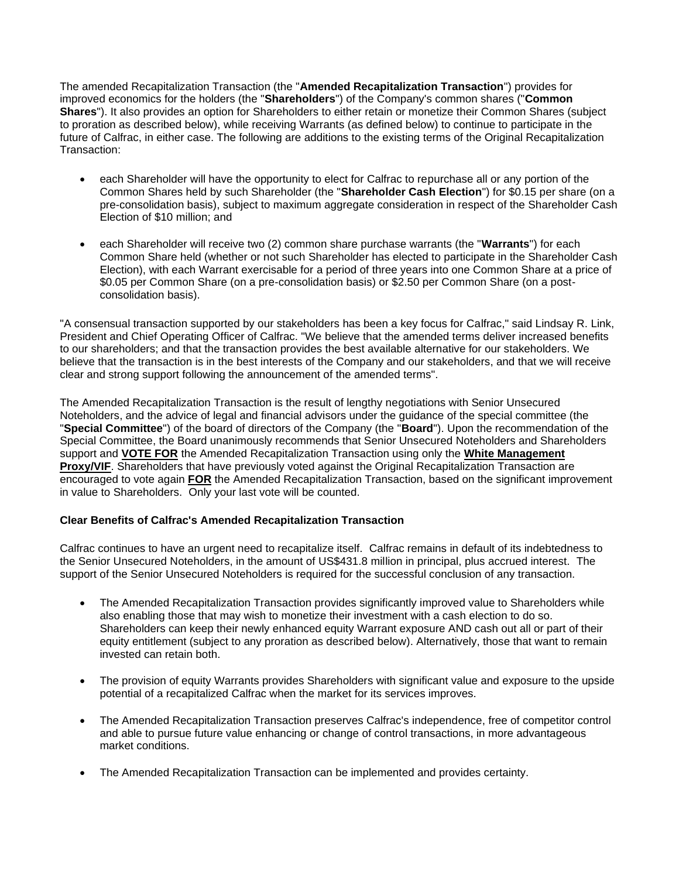The amended Recapitalization Transaction (the "**Amended Recapitalization Transaction**") provides for improved economics for the holders (the "**Shareholders**") of the Company's common shares ("**Common Shares**"). It also provides an option for Shareholders to either retain or monetize their Common Shares (subject to proration as described below), while receiving Warrants (as defined below) to continue to participate in the future of Calfrac, in either case. The following are additions to the existing terms of the Original Recapitalization Transaction:

- each Shareholder will have the opportunity to elect for Calfrac to repurchase all or any portion of the Common Shares held by such Shareholder (the "**Shareholder Cash Election**") for $0.15 per share (on a pre-consolidation basis), subject to maximum aggregate consideration in respect of the Shareholder Cash Election of $10 million; and

- each Shareholder will receive two (2) common share purchase warrants (the "**Warrants**") for each Common Share held (whether or not such Shareholder has elected to participate in the Shareholder Cash Election), with each Warrant exercisable for a period of three years into one Common Share at a price of $0.05 per Common Share (on a pre-consolidation basis) or $2.50 per Common Share (on a post-consolidation basis).

"A consensual transaction supported by our stakeholders has been a key focus for Calfrac," said Lindsay R. Link, President and Chief Operating Officer of Calfrac. "We believe that the amended terms deliver increased benefits to our shareholders; and that the transaction provides the best available alternative for our stakeholders. We believe that the transaction is in the best interests of the Company and our stakeholders, and that we will receive clear and strong support following the announcement of the amended terms".

The Amended Recapitalization Transaction is the result of lengthy negotiations with Senior Unsecured Noteholders, and the advice of legal and financial advisors under the guidance of the special committee (the "**Special Committee**") of the board of directors of the Company (the "**Board**"). Upon the recommendation of the Special Committee, the Board unanimously recommends that Senior Unsecured Noteholders and Shareholders support and **VOTE FOR** the Amended Recapitalization Transaction using only the **White Management Proxy/VIF**. Shareholders that have previously voted against the Original Recapitalization Transaction are encouraged to vote again **FOR** the Amended Recapitalization Transaction, based on the significant improvement in value to Shareholders. Only your last vote will be counted.

**Clear Benefits of Calfrac's Amended Recapitalization Transaction**

Calfrac continues to have an urgent need to recapitalize itself. Calfrac remains in default of its indebtedness to the Senior Unsecured Noteholders, in the amount of US$431.8 million in principal, plus accrued interest. The support of the Senior Unsecured Noteholders is required for the successful conclusion of any transaction.

- The Amended Recapitalization Transaction provides significantly improved value to Shareholders while also enabling those that may wish to monetize their investment with a cash election to do so. Shareholders can keep their newly enhanced equity Warrant exposure AND cash out all or part of their equity entitlement (subject to any proration as described below). Alternatively, those that want to remain invested can retain both.

- The provision of equity Warrants provides Shareholders with significant value and exposure to the upside potential of a recapitalized Calfrac when the market for its services improves.

- The Amended Recapitalization Transaction preserves Calfrac's independence, free of competitor control and able to pursue future value enhancing or change of control transactions, in more advantageous market conditions.

- The Amended Recapitalization Transaction can be implemented and provides certainty.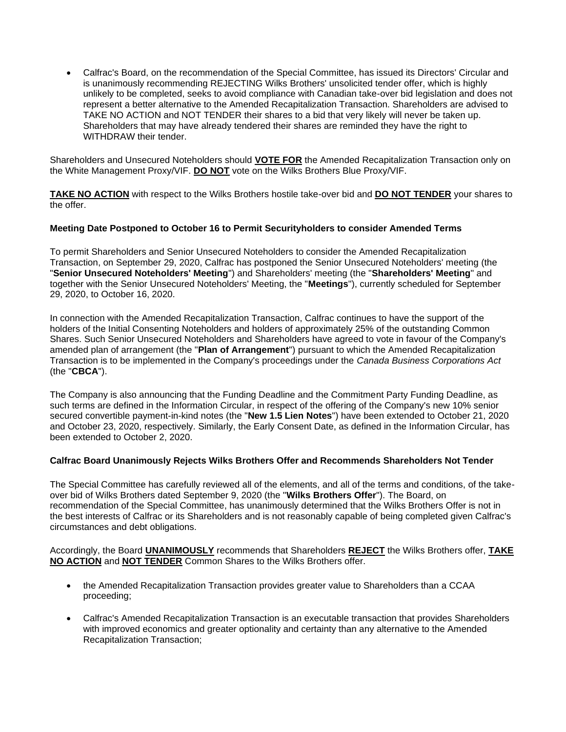- Calfrac's Board, on the recommendation of the Special Committee, has issued its Directors' Circular and is unanimously recommending REJECTING Wilks Brothers' unsolicited tender offer, which is highly unlikely to be completed, seeks to avoid compliance with Canadian take-over bid legislation and does not represent a better alternative to the Amended Recapitalization Transaction. Shareholders are advised to TAKE NO ACTION and NOT TENDER their shares to a bid that very likely will never be taken up. Shareholders that may have already tendered their shares are reminded they have the right to WITHDRAW their tender.

Shareholders and Unsecured Noteholders should **VOTE FOR** the Amended Recapitalization Transaction only on the White Management Proxy/VIF. **DO NOT** vote on the Wilks Brothers Blue Proxy/VIF.

**TAKE NO ACTION** with respect to the Wilks Brothers hostile take-over bid and **DO NOT TENDER** your shares to the offer.

**Meeting Date Postponed to October 16 to Permit Securityholders to consider Amended Terms**

To permit Shareholders and Senior Unsecured Noteholders to consider the Amended Recapitalization Transaction, on September 29, 2020, Calfrac has postponed the Senior Unsecured Noteholders' meeting (the "**Senior Unsecured Noteholders' Meeting**") and Shareholders' meeting (the "**Shareholders' Meeting**" and together with the Senior Unsecured Noteholders' Meeting, the "**Meetings**"), currently scheduled for September 29, 2020, to October 16, 2020.

In connection with the Amended Recapitalization Transaction, Calfrac continues to have the support of the holders of the Initial Consenting Noteholders and holders of approximately 25% of the outstanding Common Shares. Such Senior Unsecured Noteholders and Shareholders have agreed to vote in favour of the Company's amended plan of arrangement (the "**Plan of Arrangement**") pursuant to which the Amended Recapitalization Transaction is to be implemented in the Company's proceedings under the *Canada Business Corporations Act* (the "**CBCA**").

The Company is also announcing that the Funding Deadline and the Commitment Party Funding Deadline, as such terms are defined in the Information Circular, in respect of the offering of the Company's new 10% senior secured convertible payment-in-kind notes (the "**New 1.5 Lien Notes**") have been extended to October 21, 2020 and October 23, 2020, respectively. Similarly, the Early Consent Date, as defined in the Information Circular, has been extended to October 2, 2020.

**Calfrac Board Unanimously Rejects Wilks Brothers Offer and Recommends Shareholders Not Tender**

The Special Committee has carefully reviewed all of the elements, and all of the terms and conditions, of the take-over bid of Wilks Brothers dated September 9, 2020 (the "**Wilks Brothers Offer**"). The Board, on recommendation of the Special Committee, has unanimously determined that the Wilks Brothers Offer is not in the best interests of Calfrac or its Shareholders and is not reasonably capable of being completed given Calfrac's circumstances and debt obligations.

Accordingly, the Board **UNANIMOUSLY** recommends that Shareholders **REJECT** the Wilks Brothers offer, **TAKE NO ACTION** and **NOT TENDER** Common Shares to the Wilks Brothers offer.

- the Amended Recapitalization Transaction provides greater value to Shareholders than a CCAA proceeding;
- Calfrac's Amended Recapitalization Transaction is an executable transaction that provides Shareholders with improved economics and greater optionality and certainty than any alternative to the Amended Recapitalization Transaction;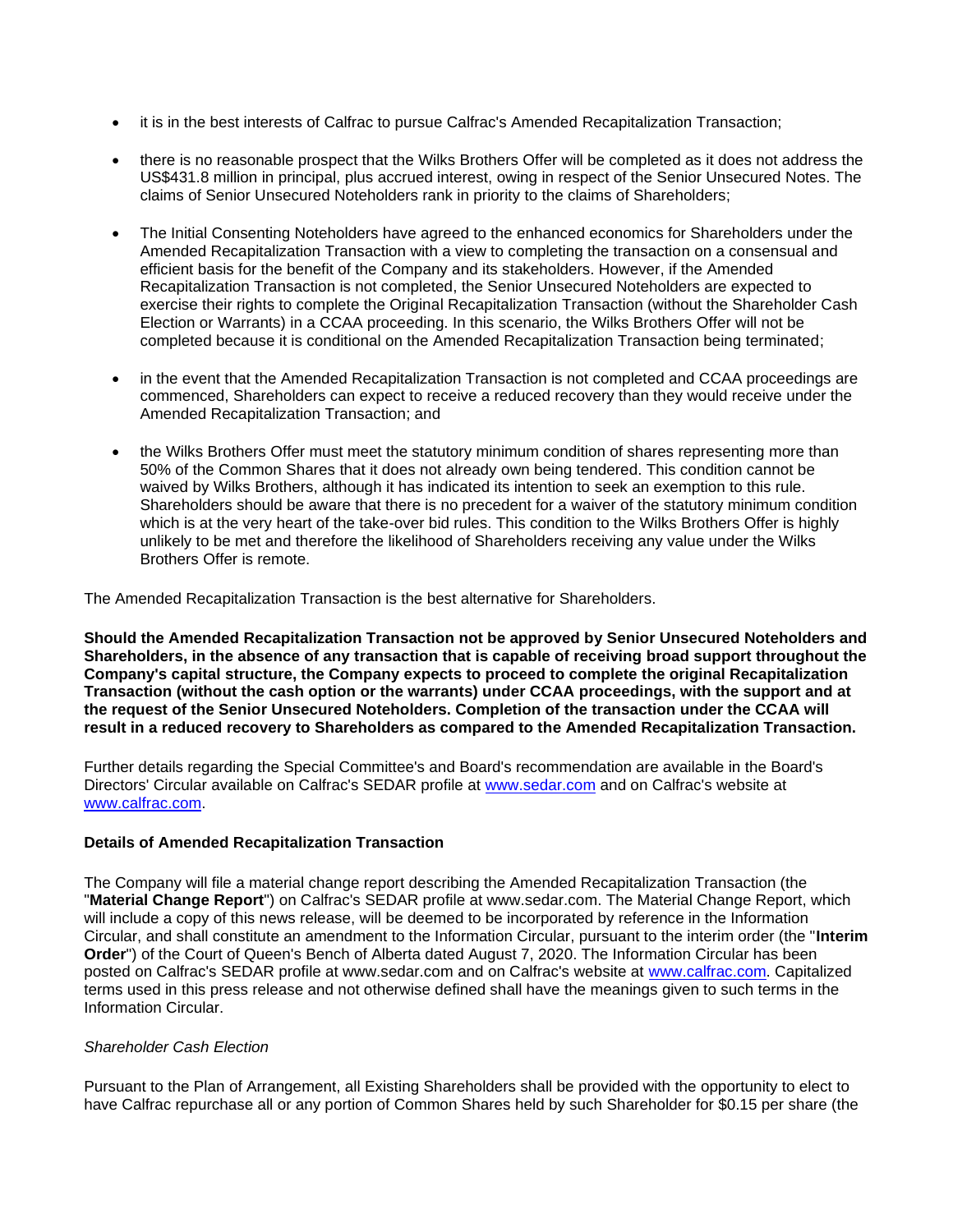- it is in the best interests of Calfrac to pursue Calfrac's Amended Recapitalization Transaction;
- there is no reasonable prospect that the Wilks Brothers Offer will be completed as it does not address the US$431.8 million in principal, plus accrued interest, owing in respect of the Senior Unsecured Notes. The claims of Senior Unsecured Noteholders rank in priority to the claims of Shareholders;
- The Initial Consenting Noteholders have agreed to the enhanced economics for Shareholders under the Amended Recapitalization Transaction with a view to completing the transaction on a consensual and efficient basis for the benefit of the Company and its stakeholders. However, if the Amended Recapitalization Transaction is not completed, the Senior Unsecured Noteholders are expected to exercise their rights to complete the Original Recapitalization Transaction (without the Shareholder Cash Election or Warrants) in a CCAA proceeding. In this scenario, the Wilks Brothers Offer will not be completed because it is conditional on the Amended Recapitalization Transaction being terminated;
- in the event that the Amended Recapitalization Transaction is not completed and CCAA proceedings are commenced, Shareholders can expect to receive a reduced recovery than they would receive under the Amended Recapitalization Transaction; and
- the Wilks Brothers Offer must meet the statutory minimum condition of shares representing more than 50% of the Common Shares that it does not already own being tendered. This condition cannot be waived by Wilks Brothers, although it has indicated its intention to seek an exemption to this rule. Shareholders should be aware that there is no precedent for a waiver of the statutory minimum condition which is at the very heart of the take-over bid rules. This condition to the Wilks Brothers Offer is highly unlikely to be met and therefore the likelihood of Shareholders receiving any value under the Wilks Brothers Offer is remote.

The Amended Recapitalization Transaction is the best alternative for Shareholders.

**Should the Amended Recapitalization Transaction not be approved by Senior Unsecured Noteholders and Shareholders, in the absence of any transaction that is capable of receiving broad support throughout the Company's capital structure, the Company expects to proceed to complete the original Recapitalization Transaction (without the cash option or the warrants) under CCAA proceedings, with the support and at the request of the Senior Unsecured Noteholders. Completion of the transaction under the CCAA will result in a reduced recovery to Shareholders as compared to the Amended Recapitalization Transaction.**

Further details regarding the Special Committee's and Board's recommendation are available in the Board's Directors' Circular available on Calfrac's SEDAR profile at www.sedar.com and on Calfrac's website at www.calfrac.com.

**Details of Amended Recapitalization Transaction**

The Company will file a material change report describing the Amended Recapitalization Transaction (the "**Material Change Report**") on Calfrac's SEDAR profile at www.sedar.com. The Material Change Report, which will include a copy of this news release, will be deemed to be incorporated by reference in the Information Circular, and shall constitute an amendment to the Information Circular, pursuant to the interim order (the "**Interim Order**") of the Court of Queen's Bench of Alberta dated August 7, 2020. The Information Circular has been posted on Calfrac's SEDAR profile at www.sedar.com and on Calfrac's website at www.calfrac.com. Capitalized terms used in this press release and not otherwise defined shall have the meanings given to such terms in the Information Circular.

*Shareholder Cash Election*

Pursuant to the Plan of Arrangement, all Existing Shareholders shall be provided with the opportunity to elect to have Calfrac repurchase all or any portion of Common Shares held by such Shareholder for $0.15 per share (the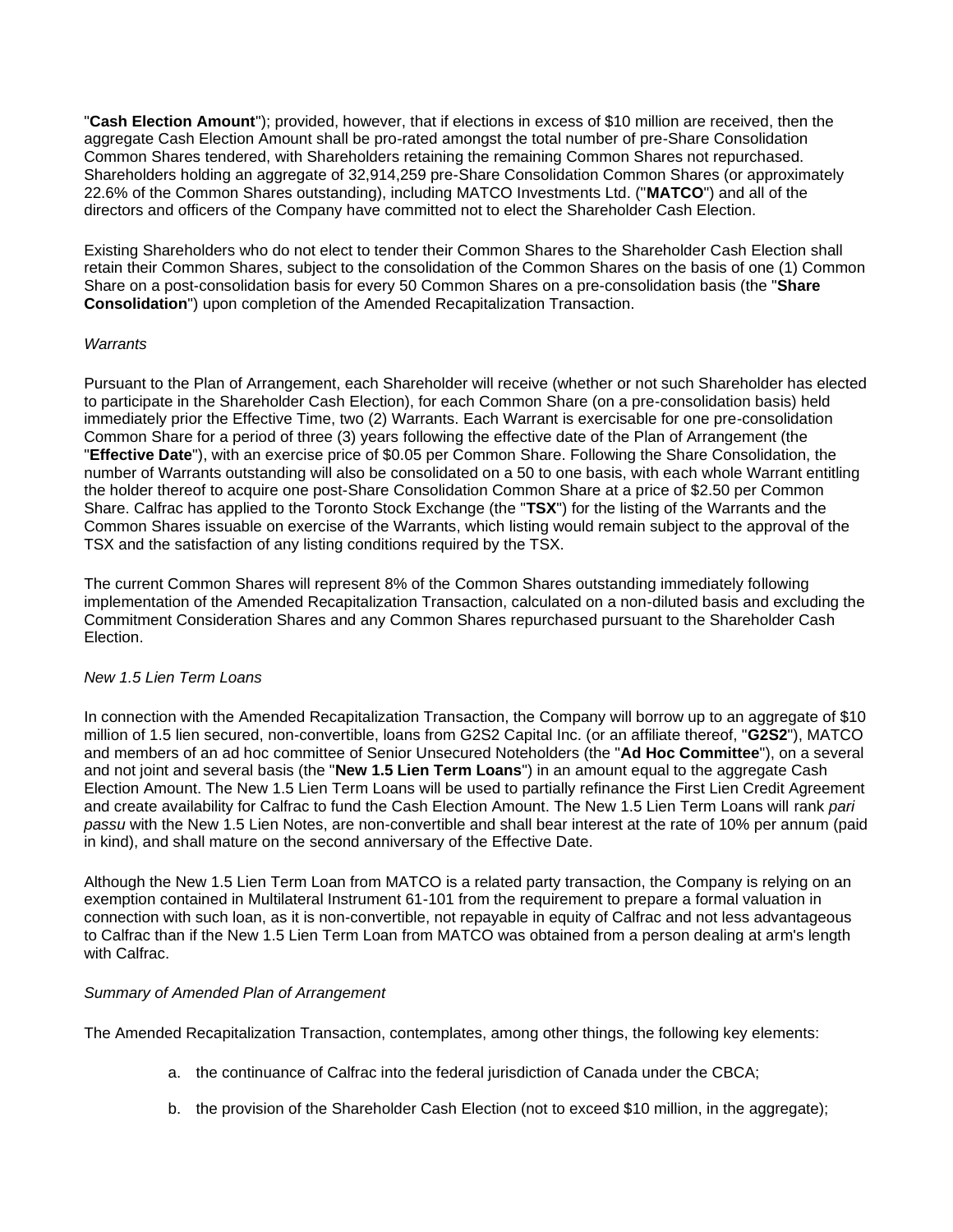"**Cash Election Amount**"); provided, however, that if elections in excess of $10 million are received, then the aggregate Cash Election Amount shall be pro-rated amongst the total number of pre-Share Consolidation Common Shares tendered, with Shareholders retaining the remaining Common Shares not repurchased. Shareholders holding an aggregate of 32,914,259 pre-Share Consolidation Common Shares (or approximately 22.6% of the Common Shares outstanding), including MATCO Investments Ltd. ("**MATCO**") and all of the directors and officers of the Company have committed not to elect the Shareholder Cash Election.

Existing Shareholders who do not elect to tender their Common Shares to the Shareholder Cash Election shall retain their Common Shares, subject to the consolidation of the Common Shares on the basis of one (1) Common Share on a post-consolidation basis for every 50 Common Shares on a pre-consolidation basis (the "**Share Consolidation**") upon completion of the Amended Recapitalization Transaction.

*Warrants*

Pursuant to the Plan of Arrangement, each Shareholder will receive (whether or not such Shareholder has elected to participate in the Shareholder Cash Election), for each Common Share (on a pre-consolidation basis) held immediately prior the Effective Time, two (2) Warrants. Each Warrant is exercisable for one pre-consolidation Common Share for a period of three (3) years following the effective date of the Plan of Arrangement (the "**Effective Date**"), with an exercise price of $0.05 per Common Share. Following the Share Consolidation, the number of Warrants outstanding will also be consolidated on a 50 to one basis, with each whole Warrant entitling the holder thereof to acquire one post-Share Consolidation Common Share at a price of $2.50 per Common Share. Calfrac has applied to the Toronto Stock Exchange (the "**TSX**") for the listing of the Warrants and the Common Shares issuable on exercise of the Warrants, which listing would remain subject to the approval of the TSX and the satisfaction of any listing conditions required by the TSX.

The current Common Shares will represent 8% of the Common Shares outstanding immediately following implementation of the Amended Recapitalization Transaction, calculated on a non-diluted basis and excluding the Commitment Consideration Shares and any Common Shares repurchased pursuant to the Shareholder Cash Election.

*New 1.5 Lien Term Loans*

In connection with the Amended Recapitalization Transaction, the Company will borrow up to an aggregate of $10 million of 1.5 lien secured, non-convertible, loans from G2S2 Capital Inc. (or an affiliate thereof, "**G2S2**"), MATCO and members of an ad hoc committee of Senior Unsecured Noteholders (the "**Ad Hoc Committee**"), on a several and not joint and several basis (the "**New 1.5 Lien Term Loans**") in an amount equal to the aggregate Cash Election Amount. The New 1.5 Lien Term Loans will be used to partially refinance the First Lien Credit Agreement and create availability for Calfrac to fund the Cash Election Amount. The New 1.5 Lien Term Loans will rank *pari passu* with the New 1.5 Lien Notes, are non-convertible and shall bear interest at the rate of 10% per annum (paid in kind), and shall mature on the second anniversary of the Effective Date.

Although the New 1.5 Lien Term Loan from MATCO is a related party transaction, the Company is relying on an exemption contained in Multilateral Instrument 61-101 from the requirement to prepare a formal valuation in connection with such loan, as it is non-convertible, not repayable in equity of Calfrac and not less advantageous to Calfrac than if the New 1.5 Lien Term Loan from MATCO was obtained from a person dealing at arm's length with Calfrac.

*Summary of Amended Plan of Arrangement*

The Amended Recapitalization Transaction, contemplates, among other things, the following key elements:

a. the continuance of Calfrac into the federal jurisdiction of Canada under the CBCA;

b. the provision of the Shareholder Cash Election (not to exceed $10 million, in the aggregate);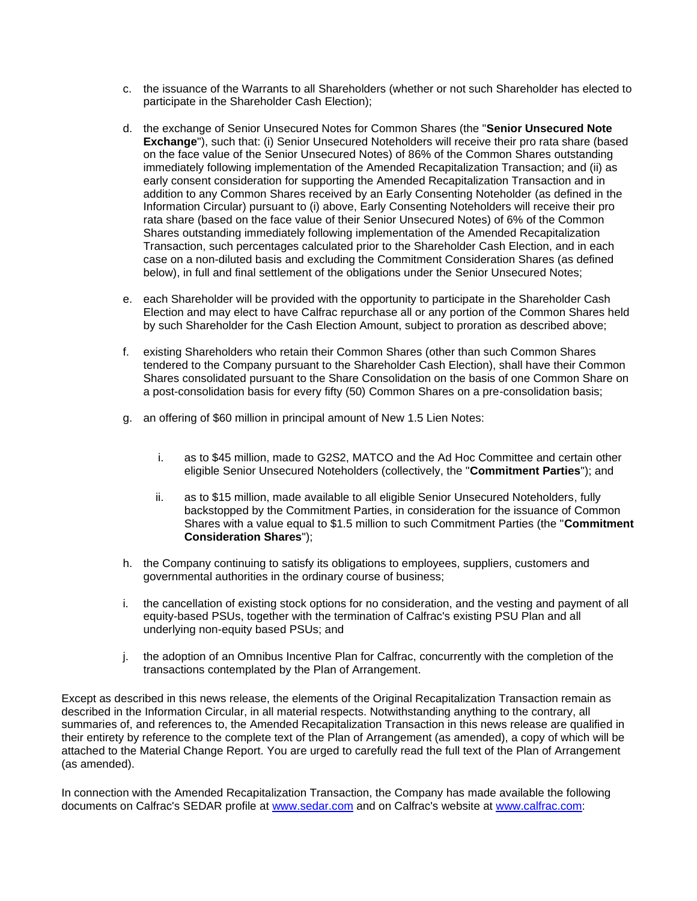c. the issuance of the Warrants to all Shareholders (whether or not such Shareholder has elected to participate in the Shareholder Cash Election);

d. the exchange of Senior Unsecured Notes for Common Shares (the "**Senior Unsecured Note Exchange**"), such that: (i) Senior Unsecured Noteholders will receive their pro rata share (based on the face value of the Senior Unsecured Notes) of 86% of the Common Shares outstanding immediately following implementation of the Amended Recapitalization Transaction; and (ii) as early consent consideration for supporting the Amended Recapitalization Transaction and in addition to any Common Shares received by an Early Consenting Noteholder (as defined in the Information Circular) pursuant to (i) above, Early Consenting Noteholders will receive their pro rata share (based on the face value of their Senior Unsecured Notes) of 6% of the Common Shares outstanding immediately following implementation of the Amended Recapitalization Transaction, such percentages calculated prior to the Shareholder Cash Election, and in each case on a non-diluted basis and excluding the Commitment Consideration Shares (as defined below), in full and final settlement of the obligations under the Senior Unsecured Notes;

e. each Shareholder will be provided with the opportunity to participate in the Shareholder Cash Election and may elect to have Calfrac repurchase all or any portion of the Common Shares held by such Shareholder for the Cash Election Amount, subject to proration as described above;

f. existing Shareholders who retain their Common Shares (other than such Common Shares tendered to the Company pursuant to the Shareholder Cash Election), shall have their Common Shares consolidated pursuant to the Share Consolidation on the basis of one Common Share on a post-consolidation basis for every fifty (50) Common Shares on a pre-consolidation basis;

g. an offering of $60 million in principal amount of New 1.5 Lien Notes:

   i. as to $45 million, made to G2S2, MATCO and the Ad Hoc Committee and certain other eligible Senior Unsecured Noteholders (collectively, the "**Commitment Parties**"); and

   ii. as to $15 million, made available to all eligible Senior Unsecured Noteholders, fully backstopped by the Commitment Parties, in consideration for the issuance of Common Shares with a value equal to $1.5 million to such Commitment Parties (the "**Commitment Consideration Shares**");

h. the Company continuing to satisfy its obligations to employees, suppliers, customers and governmental authorities in the ordinary course of business;

i. the cancellation of existing stock options for no consideration, and the vesting and payment of all equity-based PSUs, together with the termination of Calfrac's existing PSU Plan and all underlying non-equity based PSUs; and

j. the adoption of an Omnibus Incentive Plan for Calfrac, concurrently with the completion of the transactions contemplated by the Plan of Arrangement.

Except as described in this news release, the elements of the Original Recapitalization Transaction remain as described in the Information Circular, in all material respects. Notwithstanding anything to the contrary, all summaries of, and references to, the Amended Recapitalization Transaction in this news release are qualified in their entirety by reference to the complete text of the Plan of Arrangement (as amended), a copy of which will be attached to the Material Change Report. You are urged to carefully read the full text of the Plan of Arrangement (as amended).

In connection with the Amended Recapitalization Transaction, the Company has made available the following documents on Calfrac's SEDAR profile at www.sedar.com and on Calfrac's website at www.calfrac.com: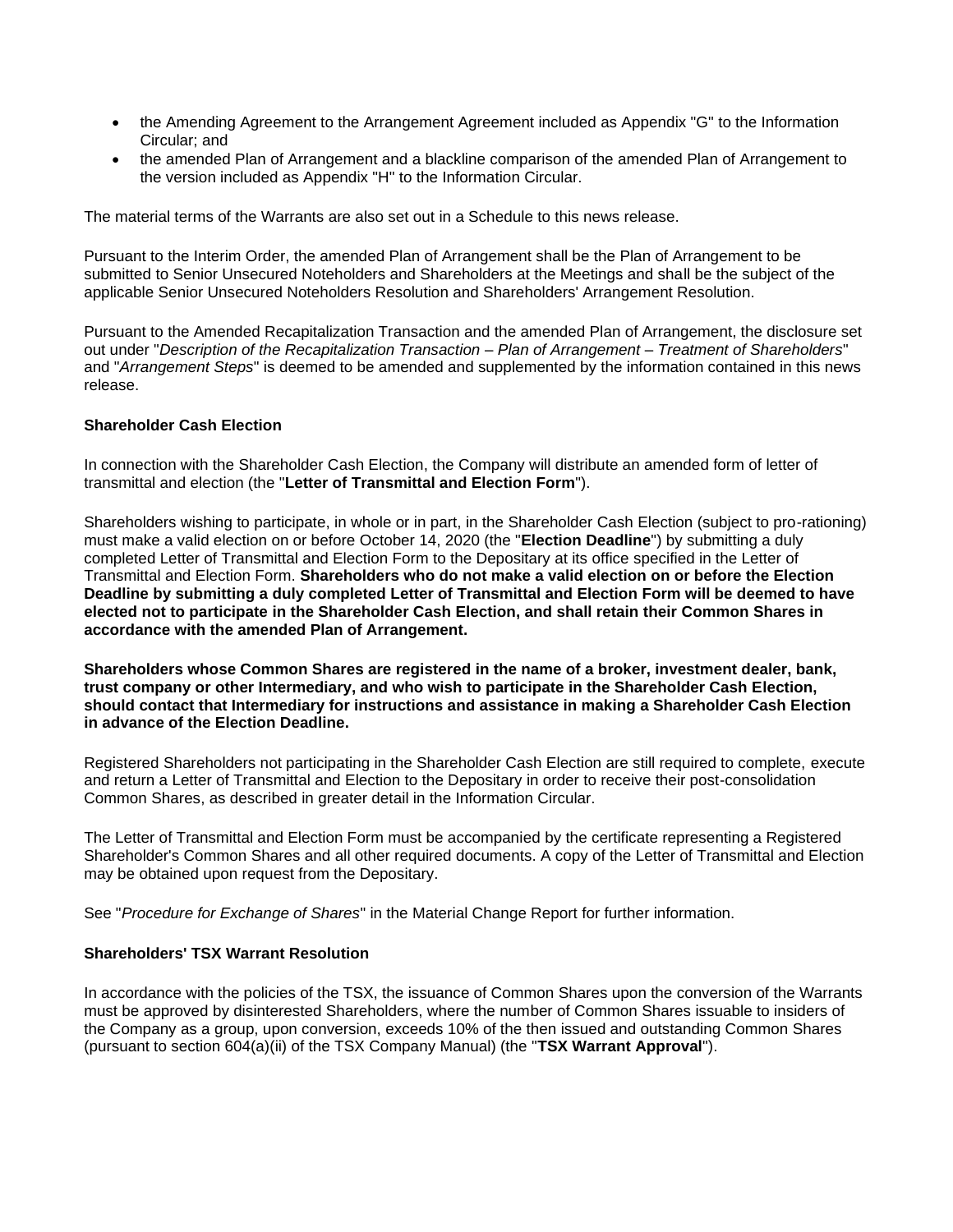- the Amending Agreement to the Arrangement Agreement included as Appendix "G" to the Information Circular; and
- the amended Plan of Arrangement and a blackline comparison of the amended Plan of Arrangement to the version included as Appendix "H" to the Information Circular.

The material terms of the Warrants are also set out in a Schedule to this news release.

Pursuant to the Interim Order, the amended Plan of Arrangement shall be the Plan of Arrangement to be submitted to Senior Unsecured Noteholders and Shareholders at the Meetings and shall be the subject of the applicable Senior Unsecured Noteholders Resolution and Shareholders' Arrangement Resolution.

Pursuant to the Amended Recapitalization Transaction and the amended Plan of Arrangement, the disclosure set out under "*Description of the Recapitalization Transaction – Plan of Arrangement – Treatment of Shareholders*" and "*Arrangement Steps*" is deemed to be amended and supplemented by the information contained in this news release.

**Shareholder Cash Election**

In connection with the Shareholder Cash Election, the Company will distribute an amended form of letter of transmittal and election (the "**Letter of Transmittal and Election Form**").

Shareholders wishing to participate, in whole or in part, in the Shareholder Cash Election (subject to pro-rationing) must make a valid election on or before October 14, 2020 (the "**Election Deadline**") by submitting a duly completed Letter of Transmittal and Election Form to the Depositary at its office specified in the Letter of Transmittal and Election Form. **Shareholders who do not make a valid election on or before the Election Deadline by submitting a duly completed Letter of Transmittal and Election Form will be deemed to have elected not to participate in the Shareholder Cash Election, and shall retain their Common Shares in accordance with the amended Plan of Arrangement.**

**Shareholders whose Common Shares are registered in the name of a broker, investment dealer, bank, trust company or other Intermediary, and who wish to participate in the Shareholder Cash Election, should contact that Intermediary for instructions and assistance in making a Shareholder Cash Election in advance of the Election Deadline.**

Registered Shareholders not participating in the Shareholder Cash Election are still required to complete, execute and return a Letter of Transmittal and Election to the Depositary in order to receive their post-consolidation Common Shares, as described in greater detail in the Information Circular.

The Letter of Transmittal and Election Form must be accompanied by the certificate representing a Registered Shareholder's Common Shares and all other required documents. A copy of the Letter of Transmittal and Election may be obtained upon request from the Depositary.

See "*Procedure for Exchange of Shares*" in the Material Change Report for further information.

**Shareholders' TSX Warrant Resolution**

In accordance with the policies of the TSX, the issuance of Common Shares upon the conversion of the Warrants must be approved by disinterested Shareholders, where the number of Common Shares issuable to insiders of the Company as a group, upon conversion, exceeds 10% of the then issued and outstanding Common Shares (pursuant to section 604(a)(ii) of the TSX Company Manual) (the "**TSX Warrant Approval**").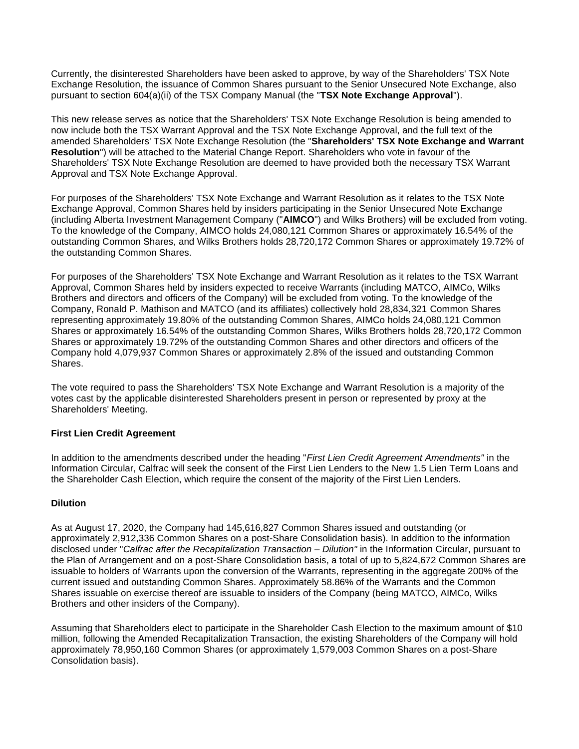Currently, the disinterested Shareholders have been asked to approve, by way of the Shareholders' TSX Note Exchange Resolution, the issuance of Common Shares pursuant to the Senior Unsecured Note Exchange, also pursuant to section 604(a)(ii) of the TSX Company Manual (the "**TSX Note Exchange Approval**").

This new release serves as notice that the Shareholders' TSX Note Exchange Resolution is being amended to now include both the TSX Warrant Approval and the TSX Note Exchange Approval, and the full text of the amended Shareholders' TSX Note Exchange Resolution (the "**Shareholders' TSX Note Exchange and Warrant Resolution**") will be attached to the Material Change Report. Shareholders who vote in favour of the Shareholders' TSX Note Exchange Resolution are deemed to have provided both the necessary TSX Warrant Approval and TSX Note Exchange Approval.

For purposes of the Shareholders' TSX Note Exchange and Warrant Resolution as it relates to the TSX Note Exchange Approval, Common Shares held by insiders participating in the Senior Unsecured Note Exchange (including Alberta Investment Management Company ("**AIMCO**") and Wilks Brothers) will be excluded from voting. To the knowledge of the Company, AIMCO holds 24,080,121 Common Shares or approximately 16.54% of the outstanding Common Shares, and Wilks Brothers holds 28,720,172 Common Shares or approximately 19.72% of the outstanding Common Shares.

For purposes of the Shareholders' TSX Note Exchange and Warrant Resolution as it relates to the TSX Warrant Approval, Common Shares held by insiders expected to receive Warrants (including MATCO, AIMCo, Wilks Brothers and directors and officers of the Company) will be excluded from voting. To the knowledge of the Company, Ronald P. Mathison and MATCO (and its affiliates) collectively hold 28,834,321 Common Shares representing approximately 19.80% of the outstanding Common Shares, AIMCo holds 24,080,121 Common Shares or approximately 16.54% of the outstanding Common Shares, Wilks Brothers holds 28,720,172 Common Shares or approximately 19.72% of the outstanding Common Shares and other directors and officers of the Company hold 4,079,937 Common Shares or approximately 2.8% of the issued and outstanding Common Shares.

The vote required to pass the Shareholders' TSX Note Exchange and Warrant Resolution is a majority of the votes cast by the applicable disinterested Shareholders present in person or represented by proxy at the Shareholders' Meeting.

**First Lien Credit Agreement**

In addition to the amendments described under the heading "*First Lien Credit Agreement Amendments"* in the Information Circular, Calfrac will seek the consent of the First Lien Lenders to the New 1.5 Lien Term Loans and the Shareholder Cash Election, which require the consent of the majority of the First Lien Lenders.

**Dilution**

As at August 17, 2020, the Company had 145,616,827 Common Shares issued and outstanding (or approximately 2,912,336 Common Shares on a post-Share Consolidation basis). In addition to the information disclosed under "*Calfrac after the Recapitalization Transaction – Dilution"* in the Information Circular, pursuant to the Plan of Arrangement and on a post-Share Consolidation basis, a total of up to 5,824,672 Common Shares are issuable to holders of Warrants upon the conversion of the Warrants, representing in the aggregate 200% of the current issued and outstanding Common Shares. Approximately 58.86% of the Warrants and the Common Shares issuable on exercise thereof are issuable to insiders of the Company (being MATCO, AIMCo, Wilks Brothers and other insiders of the Company).

Assuming that Shareholders elect to participate in the Shareholder Cash Election to the maximum amount of $10 million, following the Amended Recapitalization Transaction, the existing Shareholders of the Company will hold approximately 78,950,160 Common Shares (or approximately 1,579,003 Common Shares on a post-Share Consolidation basis).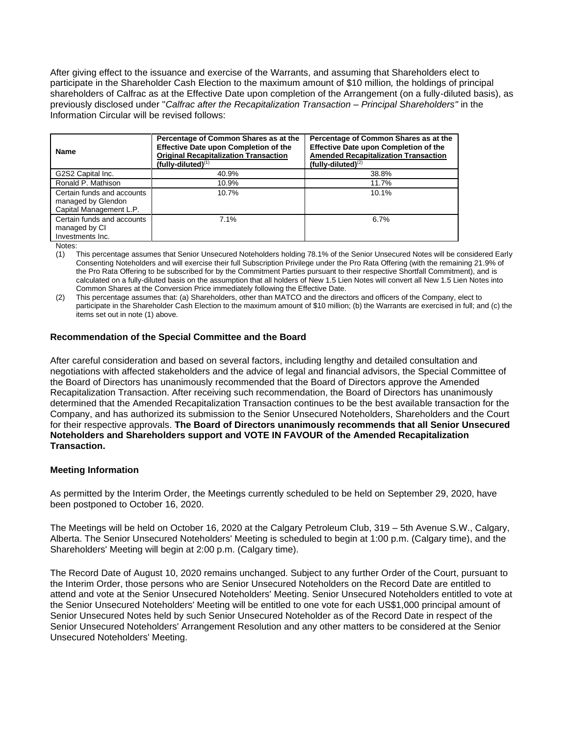After giving effect to the issuance and exercise of the Warrants, and assuming that Shareholders elect to participate in the Shareholder Cash Election to the maximum amount of $10 million, the holdings of principal shareholders of Calfrac as at the Effective Date upon completion of the Arrangement (on a fully-diluted basis), as previously disclosed under "*Calfrac after the Recapitalization Transaction – Principal Shareholders"* in the Information Circular will be revised follows:

| Name | Percentage of Common Shares as at the Effective Date upon Completion of the Original Recapitalization Transaction (fully-diluted)(1) | Percentage of Common Shares as at the Effective Date upon Completion of the Amended Recapitalization Transaction (fully-diluted)(2) |
|---|---|---|
| G2S2 Capital Inc. | 40.9% | 38.8% |
| Ronald P. Mathison | 10.9% | 11.7% |
| Certain funds and accounts managed by Glendon Capital Management L.P. | 10.7% | 10.1% |
| Certain funds and accounts managed by CI Investments Inc. | 7.1% | 6.7% |

Notes:

(1) This percentage assumes that Senior Unsecured Noteholders holding 78.1% of the Senior Unsecured Notes will be considered Early Consenting Noteholders and will exercise their full Subscription Privilege under the Pro Rata Offering (with the remaining 21.9% of the Pro Rata Offering to be subscribed for by the Commitment Parties pursuant to their respective Shortfall Commitment), and is calculated on a fully-diluted basis on the assumption that all holders of New 1.5 Lien Notes will convert all New 1.5 Lien Notes into Common Shares at the Conversion Price immediately following the Effective Date.

(2) This percentage assumes that: (a) Shareholders, other than MATCO and the directors and officers of the Company, elect to participate in the Shareholder Cash Election to the maximum amount of $10 million; (b) the Warrants are exercised in full; and (c) the items set out in note (1) above.

**Recommendation of the Special Committee and the Board**

After careful consideration and based on several factors, including lengthy and detailed consultation and negotiations with affected stakeholders and the advice of legal and financial advisors, the Special Committee of the Board of Directors has unanimously recommended that the Board of Directors approve the Amended Recapitalization Transaction. After receiving such recommendation, the Board of Directors has unanimously determined that the Amended Recapitalization Transaction continues to be the best available transaction for the Company, and has authorized its submission to the Senior Unsecured Noteholders, Shareholders and the Court for their respective approvals. **The Board of Directors unanimously recommends that all Senior Unsecured Noteholders and Shareholders support and VOTE IN FAVOUR of the Amended Recapitalization Transaction.**

**Meeting Information**

As permitted by the Interim Order, the Meetings currently scheduled to be held on September 29, 2020, have been postponed to October 16, 2020.

The Meetings will be held on October 16, 2020 at the Calgary Petroleum Club, 319 – 5th Avenue S.W., Calgary, Alberta. The Senior Unsecured Noteholders' Meeting is scheduled to begin at 1:00 p.m. (Calgary time), and the Shareholders' Meeting will begin at 2:00 p.m. (Calgary time).

The Record Date of August 10, 2020 remains unchanged. Subject to any further Order of the Court, pursuant to the Interim Order, those persons who are Senior Unsecured Noteholders on the Record Date are entitled to attend and vote at the Senior Unsecured Noteholders' Meeting. Senior Unsecured Noteholders entitled to vote at the Senior Unsecured Noteholders' Meeting will be entitled to one vote for each US$1,000 principal amount of Senior Unsecured Notes held by such Senior Unsecured Noteholder as of the Record Date in respect of the Senior Unsecured Noteholders' Arrangement Resolution and any other matters to be considered at the Senior Unsecured Noteholders' Meeting.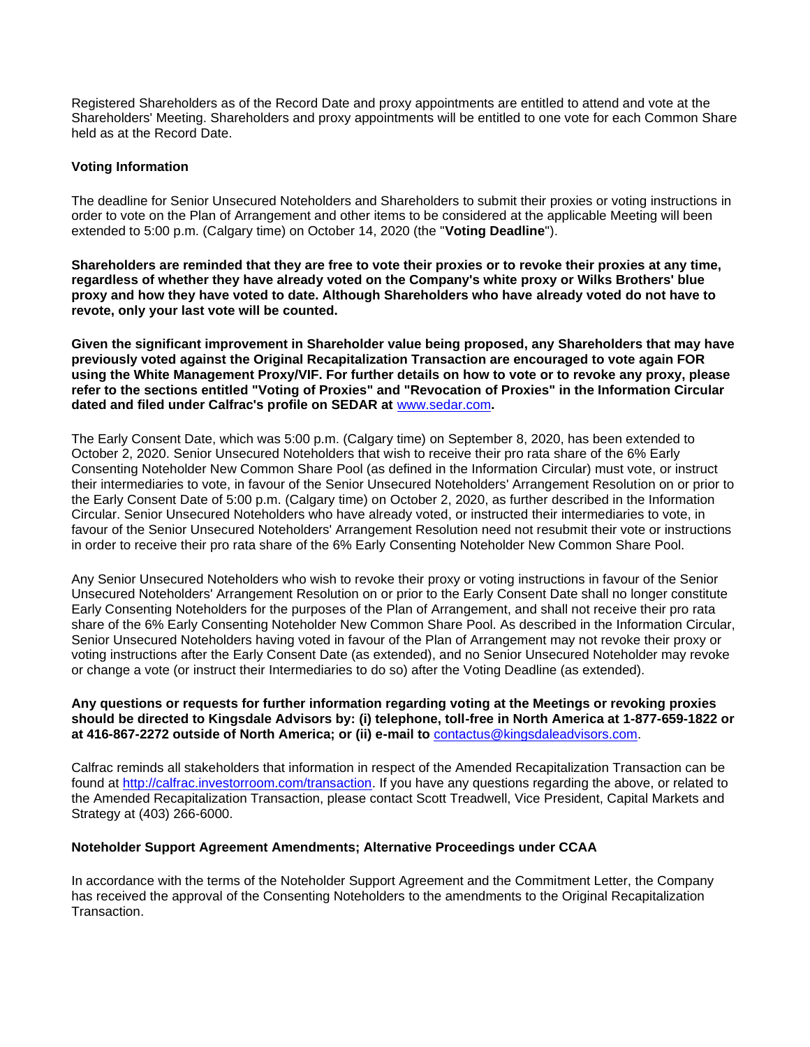Registered Shareholders as of the Record Date and proxy appointments are entitled to attend and vote at the Shareholders' Meeting. Shareholders and proxy appointments will be entitled to one vote for each Common Share held as at the Record Date.

**Voting Information**

The deadline for Senior Unsecured Noteholders and Shareholders to submit their proxies or voting instructions in order to vote on the Plan of Arrangement and other items to be considered at the applicable Meeting will been extended to 5:00 p.m. (Calgary time) on October 14, 2020 (the "**Voting Deadline**").

**Shareholders are reminded that they are free to vote their proxies or to revoke their proxies at any time, regardless of whether they have already voted on the Company's white proxy or Wilks Brothers' blue proxy and how they have voted to date. Although Shareholders who have already voted do not have to revote, only your last vote will be counted.**

**Given the significant improvement in Shareholder value being proposed, any Shareholders that may have previously voted against the Original Recapitalization Transaction are encouraged to vote again FOR using the White Management Proxy/VIF. For further details on how to vote or to revoke any proxy, please refer to the sections entitled "Voting of Proxies" and "Revocation of Proxies" in the Information Circular dated and filed under Calfrac's profile on SEDAR at [www.sedar.com](www.sedar.com).**

The Early Consent Date, which was 5:00 p.m. (Calgary time) on September 8, 2020, has been extended to October 2, 2020. Senior Unsecured Noteholders that wish to receive their pro rata share of the 6% Early Consenting Noteholder New Common Share Pool (as defined in the Information Circular) must vote, or instruct their intermediaries to vote, in favour of the Senior Unsecured Noteholders' Arrangement Resolution on or prior to the Early Consent Date of 5:00 p.m. (Calgary time) on October 2, 2020, as further described in the Information Circular. Senior Unsecured Noteholders who have already voted, or instructed their intermediaries to vote, in favour of the Senior Unsecured Noteholders' Arrangement Resolution need not resubmit their vote or instructions in order to receive their pro rata share of the 6% Early Consenting Noteholder New Common Share Pool.

Any Senior Unsecured Noteholders who wish to revoke their proxy or voting instructions in favour of the Senior Unsecured Noteholders' Arrangement Resolution on or prior to the Early Consent Date shall no longer constitute Early Consenting Noteholders for the purposes of the Plan of Arrangement, and shall not receive their pro rata share of the 6% Early Consenting Noteholder New Common Share Pool. As described in the Information Circular, Senior Unsecured Noteholders having voted in favour of the Plan of Arrangement may not revoke their proxy or voting instructions after the Early Consent Date (as extended), and no Senior Unsecured Noteholder may revoke or change a vote (or instruct their Intermediaries to do so) after the Voting Deadline (as extended).

**Any questions or requests for further information regarding voting at the Meetings or revoking proxies should be directed to Kingsdale Advisors by: (i) telephone, toll-free in North America at 1-877-659-1822 or at 416-867-2272 outside of North America; or (ii) e-mail to** [contactus@kingsdaleadvisors.com](mailto:contactus@kingsdaleadvisors.com).

Calfrac reminds all stakeholders that information in respect of the Amended Recapitalization Transaction can be found at [http://calfrac.investorroom.com/transaction](http://calfrac.investorroom.com/transaction). If you have any questions regarding the above, or related to the Amended Recapitalization Transaction, please contact Scott Treadwell, Vice President, Capital Markets and Strategy at (403) 266-6000.

**Noteholder Support Agreement Amendments; Alternative Proceedings under CCAA**

In accordance with the terms of the Noteholder Support Agreement and the Commitment Letter, the Company has received the approval of the Consenting Noteholders to the amendments to the Original Recapitalization Transaction.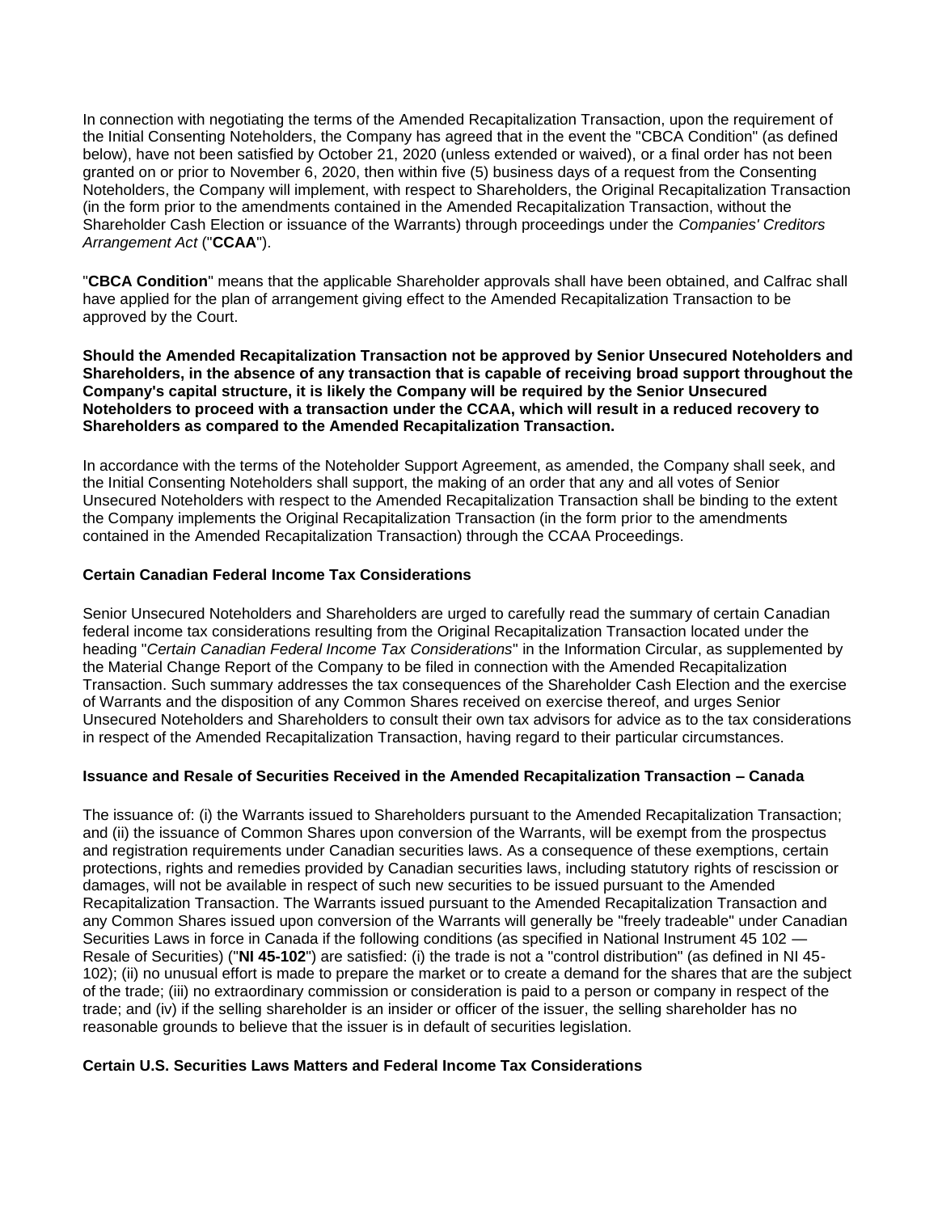In connection with negotiating the terms of the Amended Recapitalization Transaction, upon the requirement of the Initial Consenting Noteholders, the Company has agreed that in the event the "CBCA Condition" (as defined below), have not been satisfied by October 21, 2020 (unless extended or waived), or a final order has not been granted on or prior to November 6, 2020, then within five (5) business days of a request from the Consenting Noteholders, the Company will implement, with respect to Shareholders, the Original Recapitalization Transaction (in the form prior to the amendments contained in the Amended Recapitalization Transaction, without the Shareholder Cash Election or issuance of the Warrants) through proceedings under the *Companies' Creditors Arrangement Act* ("**CCAA**").

"**CBCA Condition**" means that the applicable Shareholder approvals shall have been obtained, and Calfrac shall have applied for the plan of arrangement giving effect to the Amended Recapitalization Transaction to be approved by the Court.

**Should the Amended Recapitalization Transaction not be approved by Senior Unsecured Noteholders and Shareholders, in the absence of any transaction that is capable of receiving broad support throughout the Company's capital structure, it is likely the Company will be required by the Senior Unsecured Noteholders to proceed with a transaction under the CCAA, which will result in a reduced recovery to Shareholders as compared to the Amended Recapitalization Transaction.**

In accordance with the terms of the Noteholder Support Agreement, as amended, the Company shall seek, and the Initial Consenting Noteholders shall support, the making of an order that any and all votes of Senior Unsecured Noteholders with respect to the Amended Recapitalization Transaction shall be binding to the extent the Company implements the Original Recapitalization Transaction (in the form prior to the amendments contained in the Amended Recapitalization Transaction) through the CCAA Proceedings.

**Certain Canadian Federal Income Tax Considerations**

Senior Unsecured Noteholders and Shareholders are urged to carefully read the summary of certain Canadian federal income tax considerations resulting from the Original Recapitalization Transaction located under the heading "*Certain Canadian Federal Income Tax Considerations*" in the Information Circular, as supplemented by the Material Change Report of the Company to be filed in connection with the Amended Recapitalization Transaction. Such summary addresses the tax consequences of the Shareholder Cash Election and the exercise of Warrants and the disposition of any Common Shares received on exercise thereof, and urges Senior Unsecured Noteholders and Shareholders to consult their own tax advisors for advice as to the tax considerations in respect of the Amended Recapitalization Transaction, having regard to their particular circumstances.

**Issuance and Resale of Securities Received in the Amended Recapitalization Transaction – Canada**

The issuance of: (i) the Warrants issued to Shareholders pursuant to the Amended Recapitalization Transaction; and (ii) the issuance of Common Shares upon conversion of the Warrants, will be exempt from the prospectus and registration requirements under Canadian securities laws. As a consequence of these exemptions, certain protections, rights and remedies provided by Canadian securities laws, including statutory rights of rescission or damages, will not be available in respect of such new securities to be issued pursuant to the Amended Recapitalization Transaction. The Warrants issued pursuant to the Amended Recapitalization Transaction and any Common Shares issued upon conversion of the Warrants will generally be "freely tradeable" under Canadian Securities Laws in force in Canada if the following conditions (as specified in National Instrument 45 102 — Resale of Securities) ("**NI 45-102**") are satisfied: (i) the trade is not a "control distribution" (as defined in NI 45-102); (ii) no unusual effort is made to prepare the market or to create a demand for the shares that are the subject of the trade; (iii) no extraordinary commission or consideration is paid to a person or company in respect of the trade; and (iv) if the selling shareholder is an insider or officer of the issuer, the selling shareholder has no reasonable grounds to believe that the issuer is in default of securities legislation.

**Certain U.S. Securities Laws Matters and Federal Income Tax Considerations**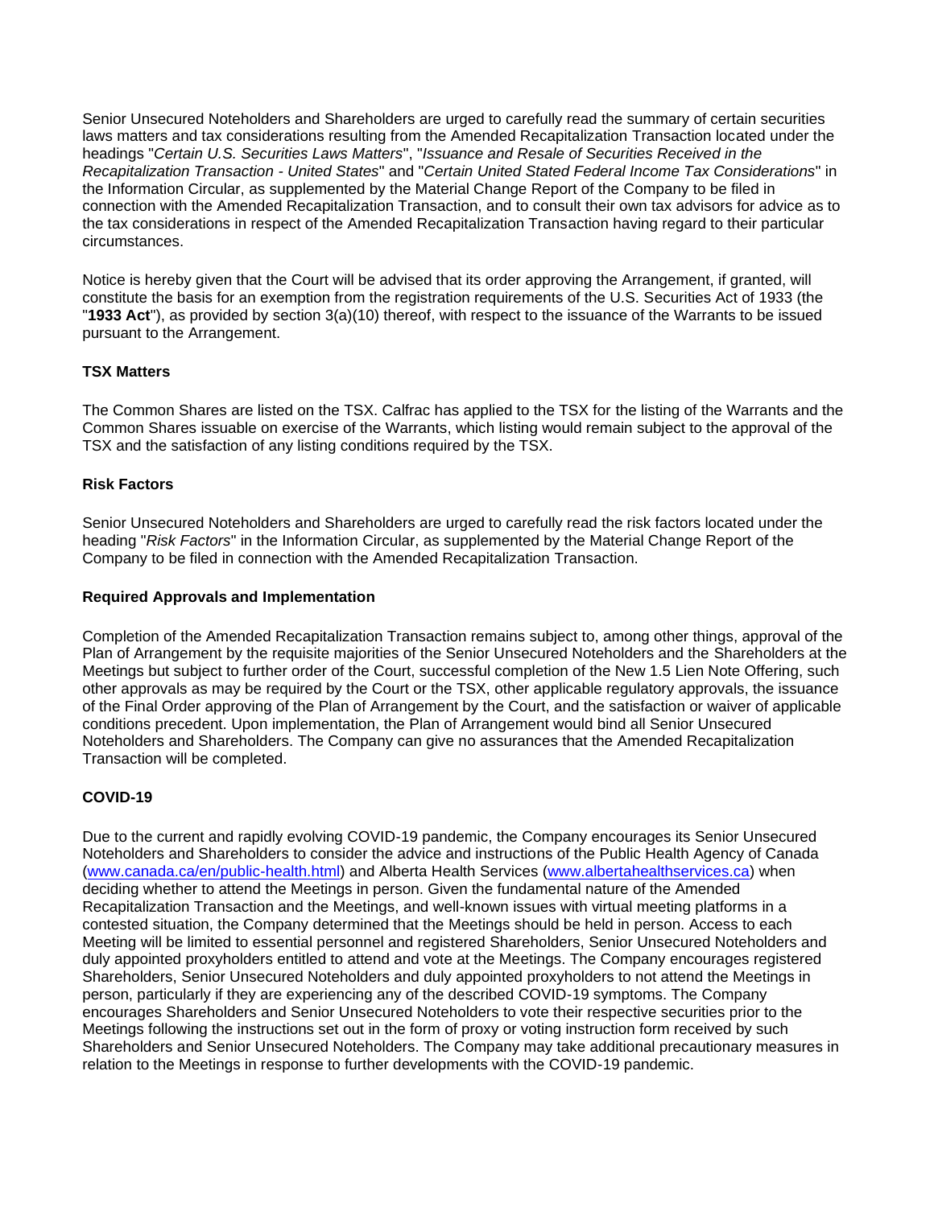Senior Unsecured Noteholders and Shareholders are urged to carefully read the summary of certain securities laws matters and tax considerations resulting from the Amended Recapitalization Transaction located under the headings "*Certain U.S. Securities Laws Matters*", "*Issuance and Resale of Securities Received in the Recapitalization Transaction - United States*" and "*Certain United Stated Federal Income Tax Considerations*" in the Information Circular, as supplemented by the Material Change Report of the Company to be filed in connection with the Amended Recapitalization Transaction, and to consult their own tax advisors for advice as to the tax considerations in respect of the Amended Recapitalization Transaction having regard to their particular circumstances.

Notice is hereby given that the Court will be advised that its order approving the Arrangement, if granted, will constitute the basis for an exemption from the registration requirements of the U.S. Securities Act of 1933 (the "**1933 Act**"), as provided by section 3(a)(10) thereof, with respect to the issuance of the Warrants to be issued pursuant to the Arrangement.

**TSX Matters**

The Common Shares are listed on the TSX. Calfrac has applied to the TSX for the listing of the Warrants and the Common Shares issuable on exercise of the Warrants, which listing would remain subject to the approval of the TSX and the satisfaction of any listing conditions required by the TSX.

**Risk Factors**

Senior Unsecured Noteholders and Shareholders are urged to carefully read the risk factors located under the heading "*Risk Factors*" in the Information Circular, as supplemented by the Material Change Report of the Company to be filed in connection with the Amended Recapitalization Transaction.

**Required Approvals and Implementation**

Completion of the Amended Recapitalization Transaction remains subject to, among other things, approval of the Plan of Arrangement by the requisite majorities of the Senior Unsecured Noteholders and the Shareholders at the Meetings but subject to further order of the Court, successful completion of the New 1.5 Lien Note Offering, such other approvals as may be required by the Court or the TSX, other applicable regulatory approvals, the issuance of the Final Order approving of the Plan of Arrangement by the Court, and the satisfaction or waiver of applicable conditions precedent. Upon implementation, the Plan of Arrangement would bind all Senior Unsecured Noteholders and Shareholders. The Company can give no assurances that the Amended Recapitalization Transaction will be completed.

**COVID-19**

Due to the current and rapidly evolving COVID-19 pandemic, the Company encourages its Senior Unsecured Noteholders and Shareholders to consider the advice and instructions of the Public Health Agency of Canada ([www.canada.ca/en/public-health.html](www.canada.ca/en/public-health.html)) and Alberta Health Services ([www.albertahealthservices.ca](www.albertahealthservices.ca)) when deciding whether to attend the Meetings in person. Given the fundamental nature of the Amended Recapitalization Transaction and the Meetings, and well-known issues with virtual meeting platforms in a contested situation, the Company determined that the Meetings should be held in person. Access to each Meeting will be limited to essential personnel and registered Shareholders, Senior Unsecured Noteholders and duly appointed proxyholders entitled to attend and vote at the Meetings. The Company encourages registered Shareholders, Senior Unsecured Noteholders and duly appointed proxyholders to not attend the Meetings in person, particularly if they are experiencing any of the described COVID-19 symptoms. The Company encourages Shareholders and Senior Unsecured Noteholders to vote their respective securities prior to the Meetings following the instructions set out in the form of proxy or voting instruction form received by such Shareholders and Senior Unsecured Noteholders. The Company may take additional precautionary measures in relation to the Meetings in response to further developments with the COVID-19 pandemic.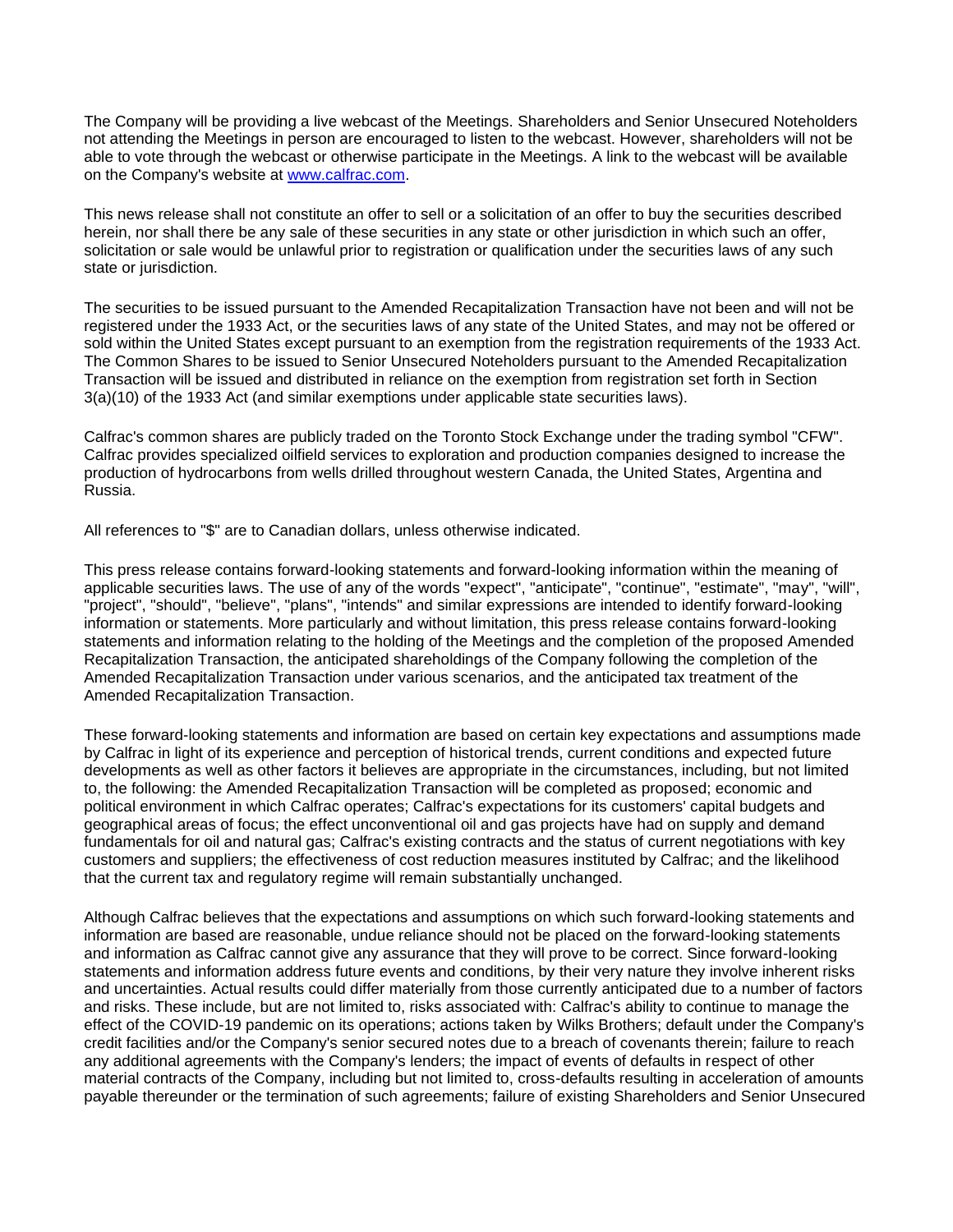The Company will be providing a live webcast of the Meetings. Shareholders and Senior Unsecured Noteholders not attending the Meetings in person are encouraged to listen to the webcast. However, shareholders will not be able to vote through the webcast or otherwise participate in the Meetings. A link to the webcast will be available on the Company's website at [www.calfrac.com](www.calfrac.com).

This news release shall not constitute an offer to sell or a solicitation of an offer to buy the securities described herein, nor shall there be any sale of these securities in any state or other jurisdiction in which such an offer, solicitation or sale would be unlawful prior to registration or qualification under the securities laws of any such state or jurisdiction.

The securities to be issued pursuant to the Amended Recapitalization Transaction have not been and will not be registered under the 1933 Act, or the securities laws of any state of the United States, and may not be offered or sold within the United States except pursuant to an exemption from the registration requirements of the 1933 Act. The Common Shares to be issued to Senior Unsecured Noteholders pursuant to the Amended Recapitalization Transaction will be issued and distributed in reliance on the exemption from registration set forth in Section 3(a)(10) of the 1933 Act (and similar exemptions under applicable state securities laws).

Calfrac's common shares are publicly traded on the Toronto Stock Exchange under the trading symbol "CFW". Calfrac provides specialized oilfield services to exploration and production companies designed to increase the production of hydrocarbons from wells drilled throughout western Canada, the United States, Argentina and Russia.

All references to "$" are to Canadian dollars, unless otherwise indicated.

This press release contains forward-looking statements and forward-looking information within the meaning of applicable securities laws. The use of any of the words "expect", "anticipate", "continue", "estimate", "may", "will", "project", "should", "believe", "plans", "intends" and similar expressions are intended to identify forward-looking information or statements. More particularly and without limitation, this press release contains forward-looking statements and information relating to the holding of the Meetings and the completion of the proposed Amended Recapitalization Transaction, the anticipated shareholdings of the Company following the completion of the Amended Recapitalization Transaction under various scenarios, and the anticipated tax treatment of the Amended Recapitalization Transaction.

These forward-looking statements and information are based on certain key expectations and assumptions made by Calfrac in light of its experience and perception of historical trends, current conditions and expected future developments as well as other factors it believes are appropriate in the circumstances, including, but not limited to, the following: the Amended Recapitalization Transaction will be completed as proposed; economic and political environment in which Calfrac operates; Calfrac's expectations for its customers' capital budgets and geographical areas of focus; the effect unconventional oil and gas projects have had on supply and demand fundamentals for oil and natural gas; Calfrac's existing contracts and the status of current negotiations with key customers and suppliers; the effectiveness of cost reduction measures instituted by Calfrac; and the likelihood that the current tax and regulatory regime will remain substantially unchanged.

Although Calfrac believes that the expectations and assumptions on which such forward-looking statements and information are based are reasonable, undue reliance should not be placed on the forward-looking statements and information as Calfrac cannot give any assurance that they will prove to be correct. Since forward-looking statements and information address future events and conditions, by their very nature they involve inherent risks and uncertainties. Actual results could differ materially from those currently anticipated due to a number of factors and risks. These include, but are not limited to, risks associated with: Calfrac's ability to continue to manage the effect of the COVID-19 pandemic on its operations; actions taken by Wilks Brothers; default under the Company's credit facilities and/or the Company's senior secured notes due to a breach of covenants therein; failure to reach any additional agreements with the Company's lenders; the impact of events of defaults in respect of other material contracts of the Company, including but not limited to, cross-defaults resulting in acceleration of amounts payable thereunder or the termination of such agreements; failure of existing Shareholders and Senior Unsecured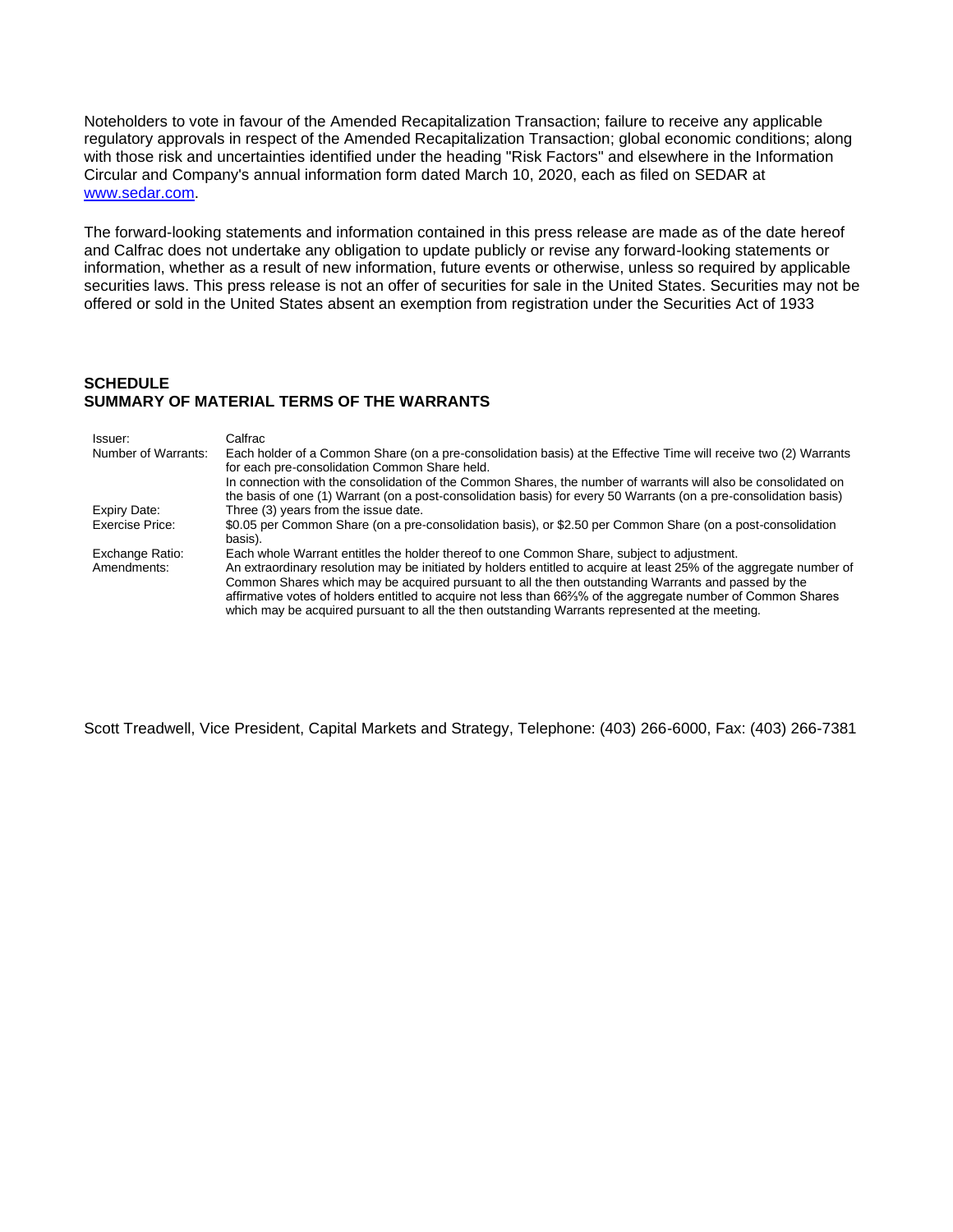Noteholders to vote in favour of the Amended Recapitalization Transaction; failure to receive any applicable regulatory approvals in respect of the Amended Recapitalization Transaction; global economic conditions; along with those risk and uncertainties identified under the heading "Risk Factors" and elsewhere in the Information Circular and Company's annual information form dated March 10, 2020, each as filed on SEDAR at [www.sedar.com](http://www.sedar.com).

The forward-looking statements and information contained in this press release are made as of the date hereof and Calfrac does not undertake any obligation to update publicly or revise any forward-looking statements or information, whether as a result of new information, future events or otherwise, unless so required by applicable securities laws. This press release is not an offer of securities for sale in the United States. Securities may not be offered or sold in the United States absent an exemption from registration under the Securities Act of 1933

## SCHEDULE
## SUMMARY OF MATERIAL TERMS OF THE WARRANTS

| | |
|---|---|
| Issuer: | Calfrac |
| Number of Warrants: | Each holder of a Common Share (on a pre-consolidation basis) at the Effective Time will receive two (2) Warrants for each pre-consolidation Common Share held.<br>In connection with the consolidation of the Common Shares, the number of warrants will also be consolidated on the basis of one (1) Warrant (on a post-consolidation basis) for every 50 Warrants (on a pre-consolidation basis) |
| Expiry Date: | Three (3) years from the issue date. |
| Exercise Price: | $0.05 per Common Share (on a pre-consolidation basis), or $2.50 per Common Share (on a post-consolidation basis). |
| Exchange Ratio: | Each whole Warrant entitles the holder thereof to one Common Share, subject to adjustment. |
| Amendments: | An extraordinary resolution may be initiated by holders entitled to acquire at least 25% of the aggregate number of Common Shares which may be acquired pursuant to all the then outstanding Warrants and passed by the affirmative votes of holders entitled to acquire not less than 66⅔% of the aggregate number of Common Shares which may be acquired pursuant to all the then outstanding Warrants represented at the meeting. |

Scott Treadwell, Vice President, Capital Markets and Strategy, Telephone: (403) 266-6000, Fax: (403) 266-7381